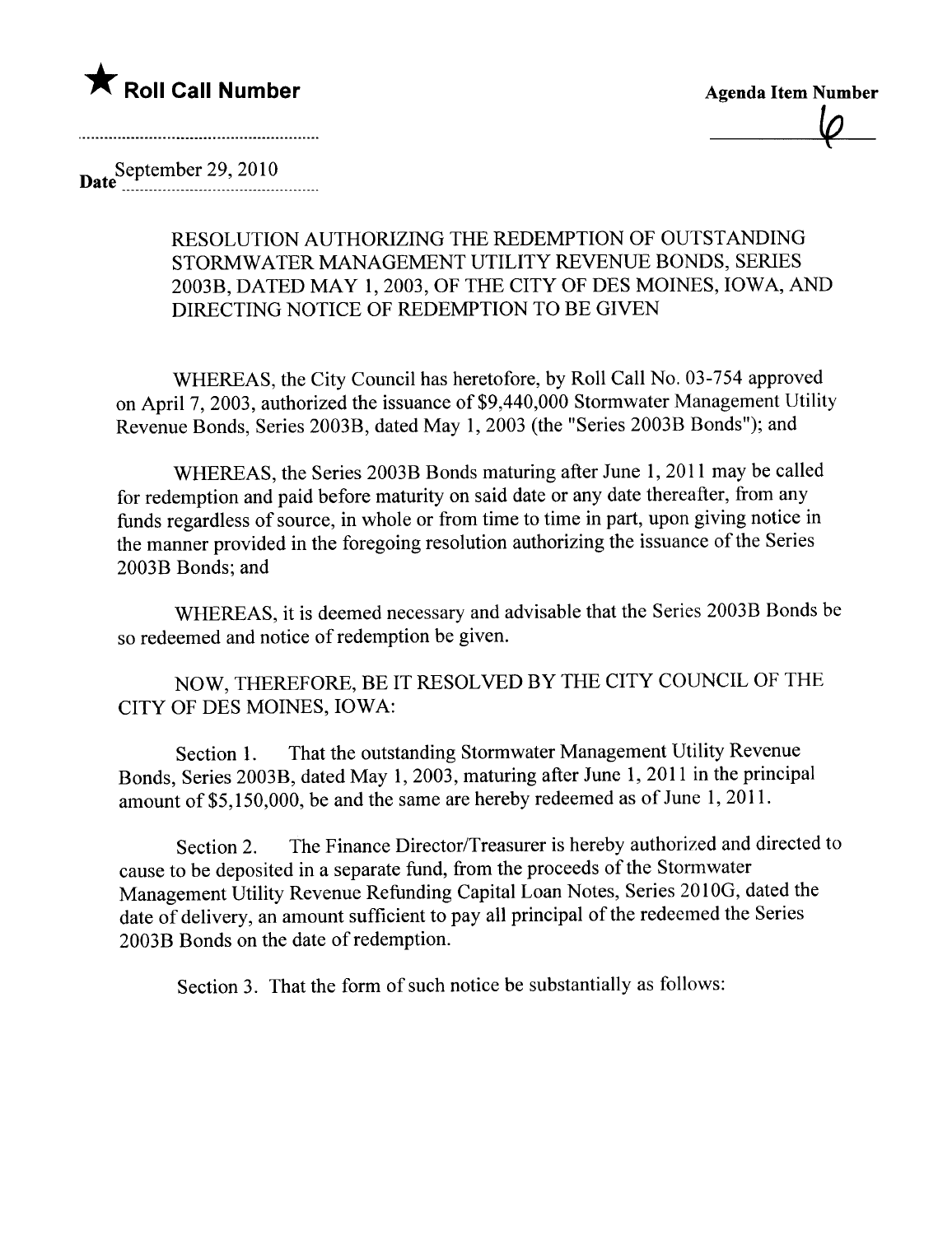★ **Roll Call Number**

**Agenda Item Number**

6

Date September 29, 2010

RESOLUTION AUTHORIZING THE REDEMPTION OF OUTSTANDING STORMWATER MANAGEMENT UTILITY REVENUE BONDS, SERIES 2003B, DATED MAY 1, 2003, OF THE CITY OF DES MOINES, IOWA, AND DIRECTING NOTICE OF REDEMPTION TO BE GIVEN

WHEREAS, the City Council has heretofore, by Roll Call No. 03-754 approved on April 7, 2003, authorized the issuance of $9,440,000 Stormwater Management Utility Revenue Bonds, Series 2003B, dated May 1, 2003 (the "Series 2003B Bonds"); and

WHEREAS, the Series 2003B Bonds maturing after June 1, 2011 may be called for redemption and paid before maturity on said date or any date thereafter, from any funds regardless of source, in whole or from time to time in part, upon giving notice in the manner provided in the foregoing resolution authorizing the issuance of the Series 2003B Bonds; and

WHEREAS, it is deemed necessary and advisable that the Series 2003B Bonds be so redeemed and notice of redemption be given.

NOW, THEREFORE, BE IT RESOLVED BY THE CITY COUNCIL OF THE CITY OF DES MOINES, IOWA:

Section 1. That the outstanding Stormwater Management Utility Revenue Bonds, Series 2003B, dated May 1, 2003, maturing after June 1, 2011 in the principal amount of $5,150,000, be and the same are hereby redeemed as of June 1, 2011.

Section 2. The Finance Director/Treasurer is hereby authorized and directed to cause to be deposited in a separate fund, from the proceeds of the Stormwater Management Utility Revenue Refunding Capital Loan Notes, Series 2010G, dated the date of delivery, an amount sufficient to pay all principal of the redeemed the Series 2003B Bonds on the date of redemption.

Section 3. That the form of such notice be substantially as follows: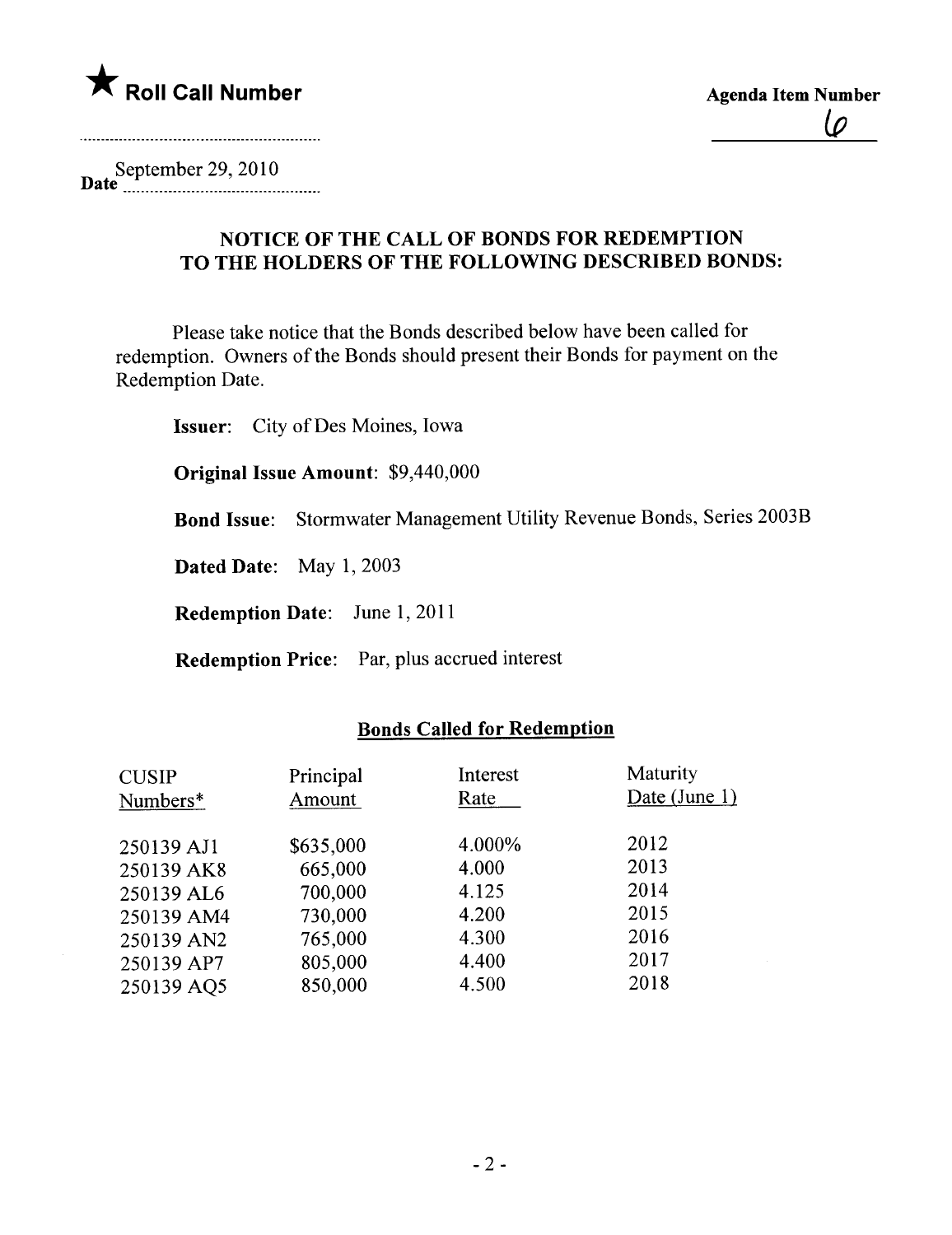★ **Roll Call Number**

**Agenda Item Number**

6

Date September 29, 2010

## NOTICE OF THE CALL OF BONDS FOR REDEMPTION TO THE HOLDERS OF THE FOLLOWING DESCRIBED BONDS:

Please take notice that the Bonds described below have been called for redemption. Owners of the Bonds should present their Bonds for payment on the Redemption Date.

**Issuer**: City of Des Moines, Iowa

**Original Issue Amount**: $9,440,000

**Bond Issue**: Stormwater Management Utility Revenue Bonds, Series 2003B

**Dated Date**: May 1, 2003

**Redemption Date**: June 1, 2011

**Redemption Price**: Par, plus accrued interest

### Bonds Called for Redemption

| CUSIP Numbers* | Principal Amount | Interest Rate | Maturity Date (June 1) |
|---|---|---|---|
| 250139 AJ1 | $635,000 | 4.000% | 2012 |
| 250139 AK8 | 665,000 | 4.000 | 2013 |
| 250139 AL6 | 700,000 | 4.125 | 2014 |
| 250139 AM4 | 730,000 | 4.200 | 2015 |
| 250139 AN2 | 765,000 | 4.300 | 2016 |
| 250139 AP7 | 805,000 | 4.400 | 2017 |
| 250139 AQ5 | 850,000 | 4.500 | 2018 |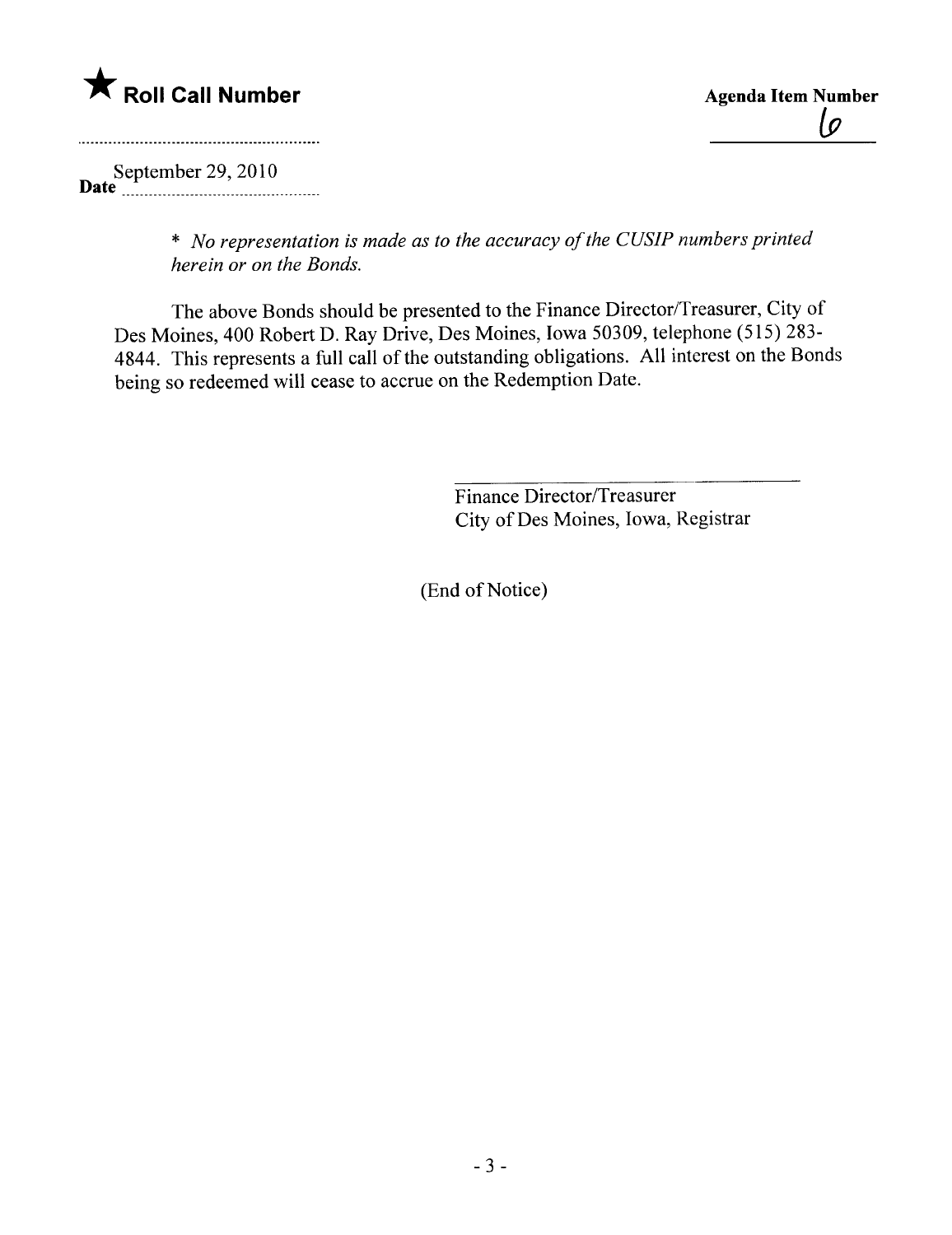★ **Roll Call Number**

**Agenda Item Number**

6

**Date** September 29, 2010

\* *No representation is made as to the accuracy of the CUSIP numbers printed herein or on the Bonds.*

The above Bonds should be presented to the Finance Director/Treasurer, City of Des Moines, 400 Robert D. Ray Drive, Des Moines, Iowa 50309, telephone (515) 283-4844. This represents a full call of the outstanding obligations. All interest on the Bonds being so redeemed will cease to accrue on the Redemption Date.

Finance Director/Treasurer
City of Des Moines, Iowa, Registrar

(End of Notice)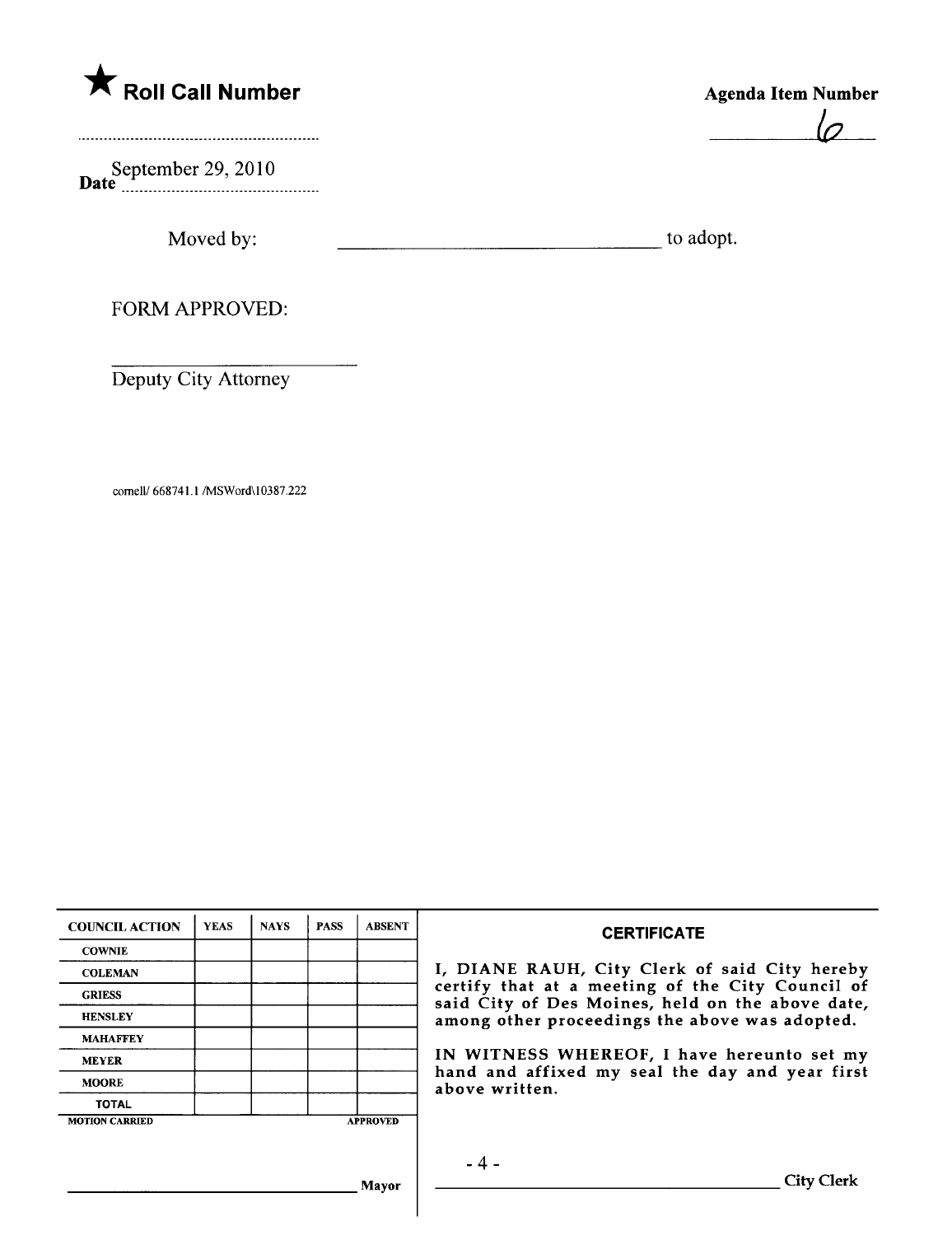★ **Roll Call Number**

**Agenda Item Number**

6

**Date** September 29, 2010

Moved by: _________________________________ to adopt.

FORM APPROVED:

___________________________

Deputy City Attorney

cornell/ 668741.1 /MSWord\10387.222

| COUNCIL ACTION | YEAS | NAYS | PASS | ABSENT |
|---|---|---|---|---|
| COWNIE | | | | |
| COLEMAN | | | | |
| GRIESS | | | | |
| HENSLEY | | | | |
| MAHAFFEY | | | | |
| MEYER | | | | |
| MOORE | | | | |
| TOTAL | | | | |

MOTION CARRIED APPROVED

_________________________________ Mayor

**CERTIFICATE**

I, DIANE RAUH, City Clerk of said City hereby certify that at a meeting of the City Council of said City of Des Moines, held on the above date, among other proceedings the above was adopted.

IN WITNESS WHEREOF, I have hereunto set my hand and affixed my seal the day and year first above written.

_________________________________ City Clerk